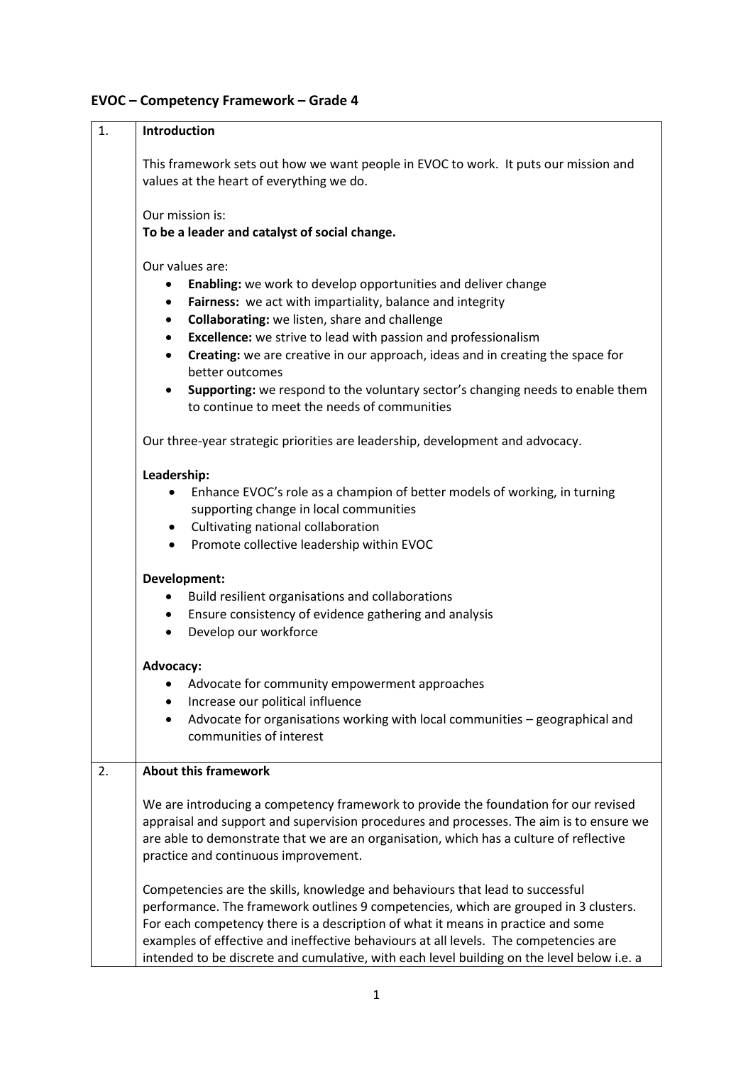# EVOC – Competency Framework – Grade 4

## 1. Introduction

This framework sets out how we want people in EVOC to work. It puts our mission and values at the heart of everything we do.

Our mission is:
**To be a leader and catalyst of social change.**

Our values are:

- **Enabling:** we work to develop opportunities and deliver change
- **Fairness:** we act with impartiality, balance and integrity
- **Collaborating:** we listen, share and challenge
- **Excellence:** we strive to lead with passion and professionalism
- **Creating:** we are creative in our approach, ideas and in creating the space for better outcomes
- **Supporting:** we respond to the voluntary sector's changing needs to enable them to continue to meet the needs of communities

Our three-year strategic priorities are leadership, development and advocacy.

**Leadership:**

- Enhance EVOC's role as a champion of better models of working, in turning supporting change in local communities
- Cultivating national collaboration
- Promote collective leadership within EVOC

**Development:**

- Build resilient organisations and collaborations
- Ensure consistency of evidence gathering and analysis
- Develop our workforce

**Advocacy:**

- Advocate for community empowerment approaches
- Increase our political influence
- Advocate for organisations working with local communities – geographical and communities of interest

## 2. About this framework

We are introducing a competency framework to provide the foundation for our revised appraisal and support and supervision procedures and processes. The aim is to ensure we are able to demonstrate that we are an organisation, which has a culture of reflective practice and continuous improvement.

Competencies are the skills, knowledge and behaviours that lead to successful performance. The framework outlines 9 competencies, which are grouped in 3 clusters. For each competency there is a description of what it means in practice and some examples of effective and ineffective behaviours at all levels. The competencies are intended to be discrete and cumulative, with each level building on the level below i.e. a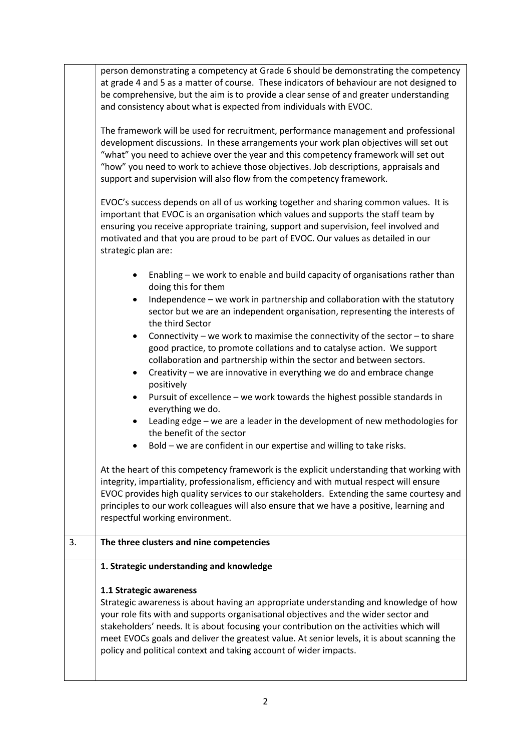person demonstrating a competency at Grade 6 should be demonstrating the competency at grade 4 and 5 as a matter of course. These indicators of behaviour are not designed to be comprehensive, but the aim is to provide a clear sense of and greater understanding and consistency about what is expected from individuals with EVOC.

The framework will be used for recruitment, performance management and professional development discussions. In these arrangements your work plan objectives will set out "what" you need to achieve over the year and this competency framework will set out "how" you need to work to achieve those objectives. Job descriptions, appraisals and support and supervision will also flow from the competency framework.

EVOC's success depends on all of us working together and sharing common values. It is important that EVOC is an organisation which values and supports the staff team by ensuring you receive appropriate training, support and supervision, feel involved and motivated and that you are proud to be part of EVOC. Our values as detailed in our strategic plan are:

- Enabling – we work to enable and build capacity of organisations rather than doing this for them
- Independence – we work in partnership and collaboration with the statutory sector but we are an independent organisation, representing the interests of the third Sector
- Connectivity – we work to maximise the connectivity of the sector – to share good practice, to promote collations and to catalyse action. We support collaboration and partnership within the sector and between sectors.
- Creativity – we are innovative in everything we do and embrace change positively
- Pursuit of excellence – we work towards the highest possible standards in everything we do.
- Leading edge – we are a leader in the development of new methodologies for the benefit of the sector
- Bold – we are confident in our expertise and willing to take risks.

At the heart of this competency framework is the explicit understanding that working with integrity, impartiality, professionalism, efficiency and with mutual respect will ensure EVOC provides high quality services to our stakeholders. Extending the same courtesy and principles to our work colleagues will also ensure that we have a positive, learning and respectful working environment.

## 3. The three clusters and nine competencies

### 1. Strategic understanding and knowledge

#### 1.1 Strategic awareness

Strategic awareness is about having an appropriate understanding and knowledge of how your role fits with and supports organisational objectives and the wider sector and stakeholders' needs. It is about focusing your contribution on the activities which will meet EVOCs goals and deliver the greatest value. At senior levels, it is about scanning the policy and political context and taking account of wider impacts.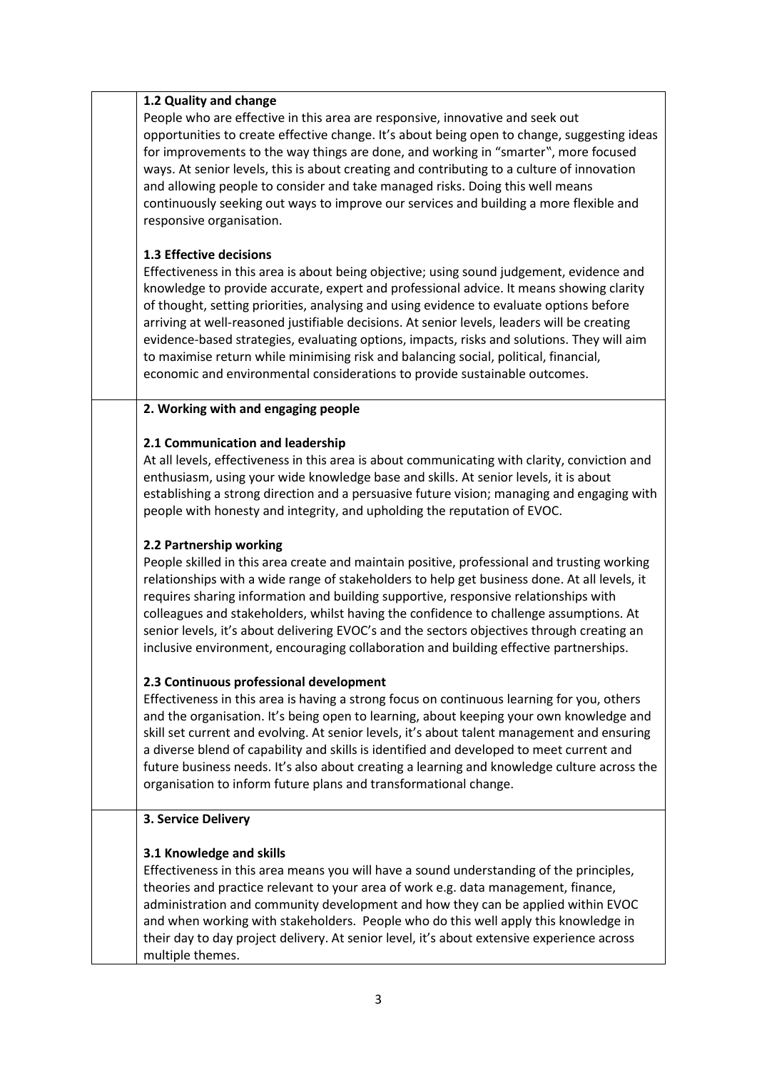**1.2 Quality and change**

People who are effective in this area are responsive, innovative and seek out opportunities to create effective change. It's about being open to change, suggesting ideas for improvements to the way things are done, and working in "smarter", more focused ways. At senior levels, this is about creating and contributing to a culture of innovation and allowing people to consider and take managed risks. Doing this well means continuously seeking out ways to improve our services and building a more flexible and responsive organisation.

**1.3 Effective decisions**

Effectiveness in this area is about being objective; using sound judgement, evidence and knowledge to provide accurate, expert and professional advice. It means showing clarity of thought, setting priorities, analysing and using evidence to evaluate options before arriving at well-reasoned justifiable decisions. At senior levels, leaders will be creating evidence-based strategies, evaluating options, impacts, risks and solutions. They will aim to maximise return while minimising risk and balancing social, political, financial, economic and environmental considerations to provide sustainable outcomes.

**2. Working with and engaging people**

**2.1 Communication and leadership**

At all levels, effectiveness in this area is about communicating with clarity, conviction and enthusiasm, using your wide knowledge base and skills. At senior levels, it is about establishing a strong direction and a persuasive future vision; managing and engaging with people with honesty and integrity, and upholding the reputation of EVOC.

**2.2 Partnership working**

People skilled in this area create and maintain positive, professional and trusting working relationships with a wide range of stakeholders to help get business done. At all levels, it requires sharing information and building supportive, responsive relationships with colleagues and stakeholders, whilst having the confidence to challenge assumptions. At senior levels, it's about delivering EVOC's and the sectors objectives through creating an inclusive environment, encouraging collaboration and building effective partnerships.

**2.3 Continuous professional development**

Effectiveness in this area is having a strong focus on continuous learning for you, others and the organisation. It's being open to learning, about keeping your own knowledge and skill set current and evolving. At senior levels, it's about talent management and ensuring a diverse blend of capability and skills is identified and developed to meet current and future business needs. It's also about creating a learning and knowledge culture across the organisation to inform future plans and transformational change.

**3. Service Delivery**

**3.1 Knowledge and skills**

Effectiveness in this area means you will have a sound understanding of the principles, theories and practice relevant to your area of work e.g. data management, finance, administration and community development and how they can be applied within EVOC and when working with stakeholders. People who do this well apply this knowledge in their day to day project delivery. At senior level, it's about extensive experience across multiple themes.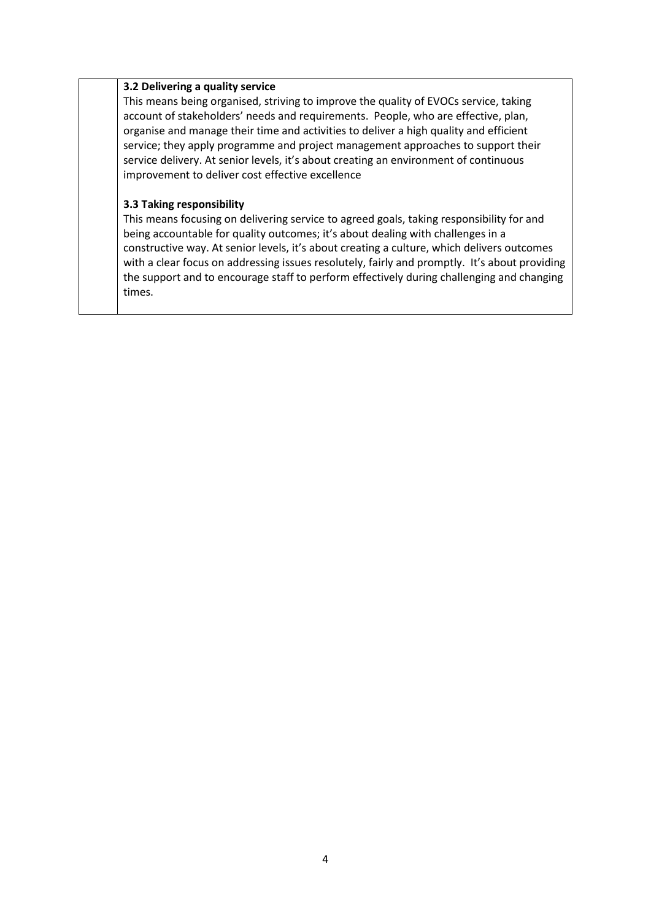| | |
|---|---|
| | **3.2 Delivering a quality service**<br>This means being organised, striving to improve the quality of EVOCs service, taking account of stakeholders' needs and requirements. People, who are effective, plan, organise and manage their time and activities to deliver a high quality and efficient service; they apply programme and project management approaches to support their service delivery. At senior levels, it's about creating an environment of continuous improvement to deliver cost effective excellence<br><br>**3.3 Taking responsibility**<br>This means focusing on delivering service to agreed goals, taking responsibility for and being accountable for quality outcomes; it's about dealing with challenges in a constructive way. At senior levels, it's about creating a culture, which delivers outcomes with a clear focus on addressing issues resolutely, fairly and promptly. It's about providing the support and to encourage staff to perform effectively during challenging and changing times. |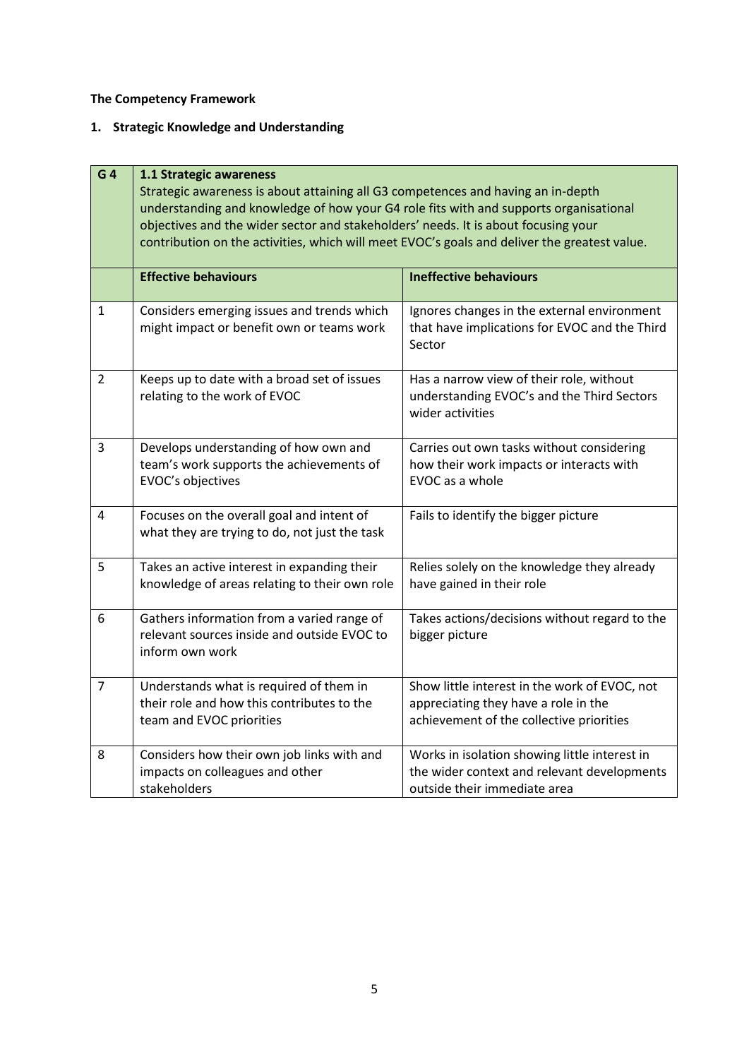**The Competency Framework**

## 1. Strategic Knowledge and Understanding

| G 4 | **1.1 Strategic awareness**<br>Strategic awareness is about attaining all G3 competences and having an in-depth understanding and knowledge of how your G4 role fits with and supports organisational objectives and the wider sector and stakeholders' needs. It is about focusing your contribution on the activities, which will meet EVOC's goals and deliver the greatest value. | |
|---|---|---|
| | **Effective behaviours** | **Ineffective behaviours** |
| 1 | Considers emerging issues and trends which might impact or benefit own or teams work | Ignores changes in the external environment that have implications for EVOC and the Third Sector |
| 2 | Keeps up to date with a broad set of issues relating to the work of EVOC | Has a narrow view of their role, without understanding EVOC's and the Third Sectors wider activities |
| 3 | Develops understanding of how own and team's work supports the achievements of EVOC's objectives | Carries out own tasks without considering how their work impacts or interacts with EVOC as a whole |
| 4 | Focuses on the overall goal and intent of what they are trying to do, not just the task | Fails to identify the bigger picture |
| 5 | Takes an active interest in expanding their knowledge of areas relating to their own role | Relies solely on the knowledge they already have gained in their role |
| 6 | Gathers information from a varied range of relevant sources inside and outside EVOC to inform own work | Takes actions/decisions without regard to the bigger picture |
| 7 | Understands what is required of them in their role and how this contributes to the team and EVOC priorities | Show little interest in the work of EVOC, not appreciating they have a role in the achievement of the collective priorities |
| 8 | Considers how their own job links with and impacts on colleagues and other stakeholders | Works in isolation showing little interest in the wider context and relevant developments outside their immediate area |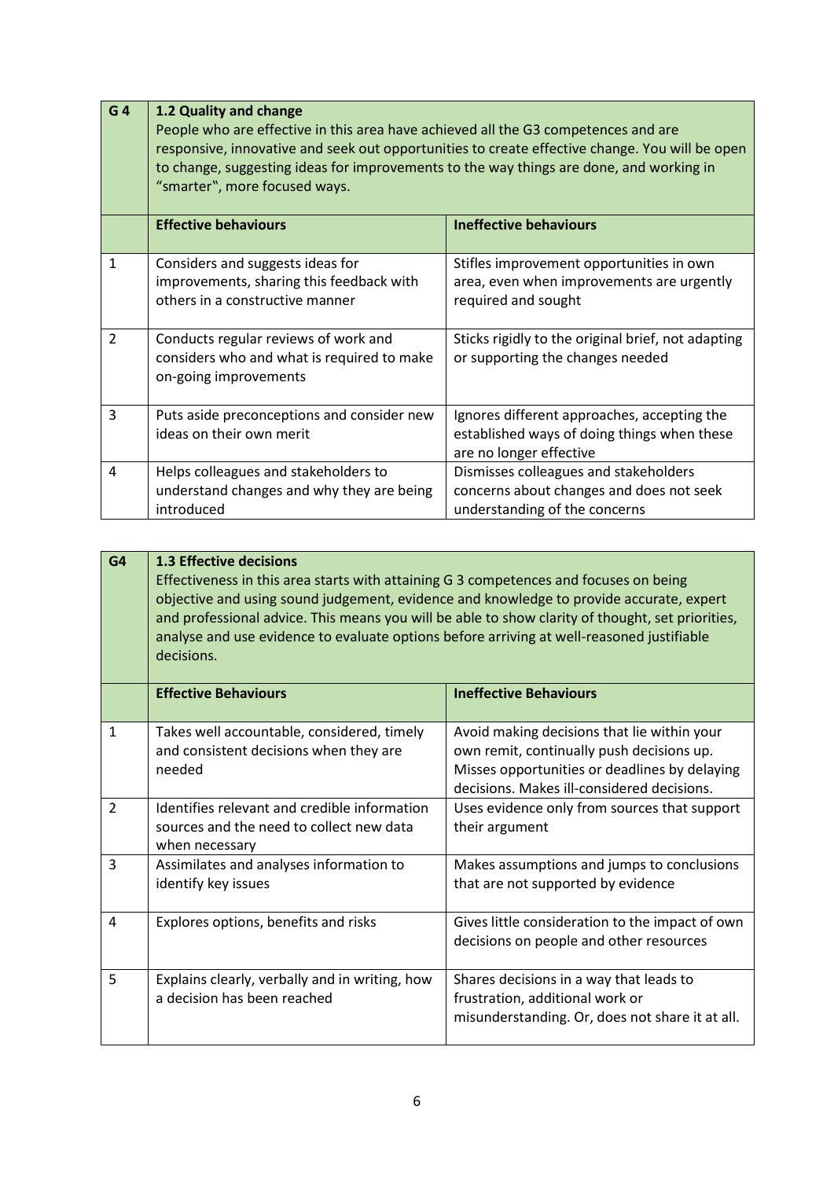| G 4 | **1.2 Quality and change**<br>People who are effective in this area have achieved all the G3 competences and are responsive, innovative and seek out opportunities to create effective change. You will be open to change, suggesting ideas for improvements to the way things are done, and working in "smarter", more focused ways. | |
|---|---|---|
| | **Effective behaviours** | **Ineffective behaviours** |
| 1 | Considers and suggests ideas for improvements, sharing this feedback with others in a constructive manner | Stifles improvement opportunities in own area, even when improvements are urgently required and sought |
| 2 | Conducts regular reviews of work and considers who and what is required to make on-going improvements | Sticks rigidly to the original brief, not adapting or supporting the changes needed |
| 3 | Puts aside preconceptions and consider new ideas on their own merit | Ignores different approaches, accepting the established ways of doing things when these are no longer effective |
| 4 | Helps colleagues and stakeholders to understand changes and why they are being introduced | Dismisses colleagues and stakeholders concerns about changes and does not seek understanding of the concerns |

| G4 | **1.3 Effective decisions**<br>Effectiveness in this area starts with attaining G 3 competences and focuses on being objective and using sound judgement, evidence and knowledge to provide accurate, expert and professional advice. This means you will be able to show clarity of thought, set priorities, analyse and use evidence to evaluate options before arriving at well-reasoned justifiable decisions. | |
|---|---|---|
| | **Effective Behaviours** | **Ineffective Behaviours** |
| 1 | Takes well accountable, considered, timely and consistent decisions when they are needed | Avoid making decisions that lie within your own remit, continually push decisions up. Misses opportunities or deadlines by delaying decisions. Makes ill-considered decisions. |
| 2 | Identifies relevant and credible information sources and the need to collect new data when necessary | Uses evidence only from sources that support their argument |
| 3 | Assimilates and analyses information to identify key issues | Makes assumptions and jumps to conclusions that are not supported by evidence |
| 4 | Explores options, benefits and risks | Gives little consideration to the impact of own decisions on people and other resources |
| 5 | Explains clearly, verbally and in writing, how a decision has been reached | Shares decisions in a way that leads to frustration, additional work or misunderstanding. Or, does not share it at all. |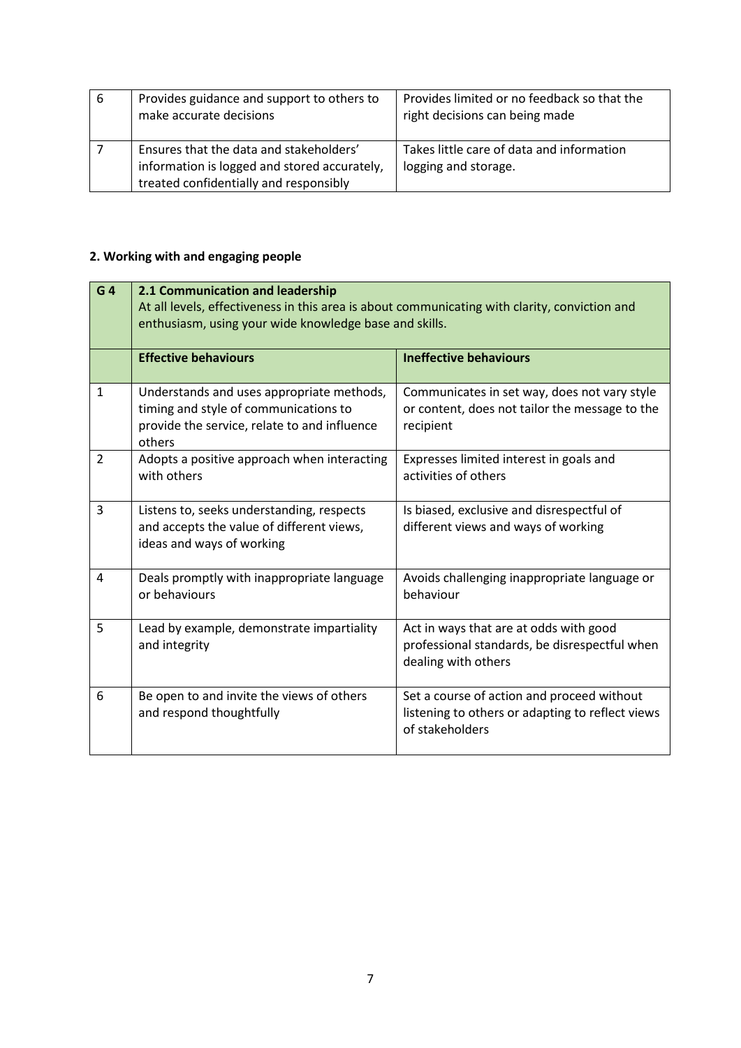| 6 | Provides guidance and support to others to make accurate decisions | Provides limited or no feedback so that the right decisions can being made |
|---|---|---|
| 7 | Ensures that the data and stakeholders' information is logged and stored accurately, treated confidentially and responsibly | Takes little care of data and information logging and storage. |

**2. Working with and engaging people**

| **G 4** | **2.1 Communication and leadership**<br>At all levels, effectiveness in this area is about communicating with clarity, conviction and enthusiasm, using your wide knowledge base and skills. | |
|---|---|---|
| | **Effective behaviours** | **Ineffective behaviours** |
| 1 | Understands and uses appropriate methods, timing and style of communications to provide the service, relate to and influence others | Communicates in set way, does not vary style or content, does not tailor the message to the recipient |
| 2 | Adopts a positive approach when interacting with others | Expresses limited interest in goals and activities of others |
| 3 | Listens to, seeks understanding, respects and accepts the value of different views, ideas and ways of working | Is biased, exclusive and disrespectful of different views and ways of working |
| 4 | Deals promptly with inappropriate language or behaviours | Avoids challenging inappropriate language or behaviour |
| 5 | Lead by example, demonstrate impartiality and integrity | Act in ways that are at odds with good professional standards, be disrespectful when dealing with others |
| 6 | Be open to and invite the views of others and respond thoughtfully | Set a course of action and proceed without listening to others or adapting to reflect views of stakeholders |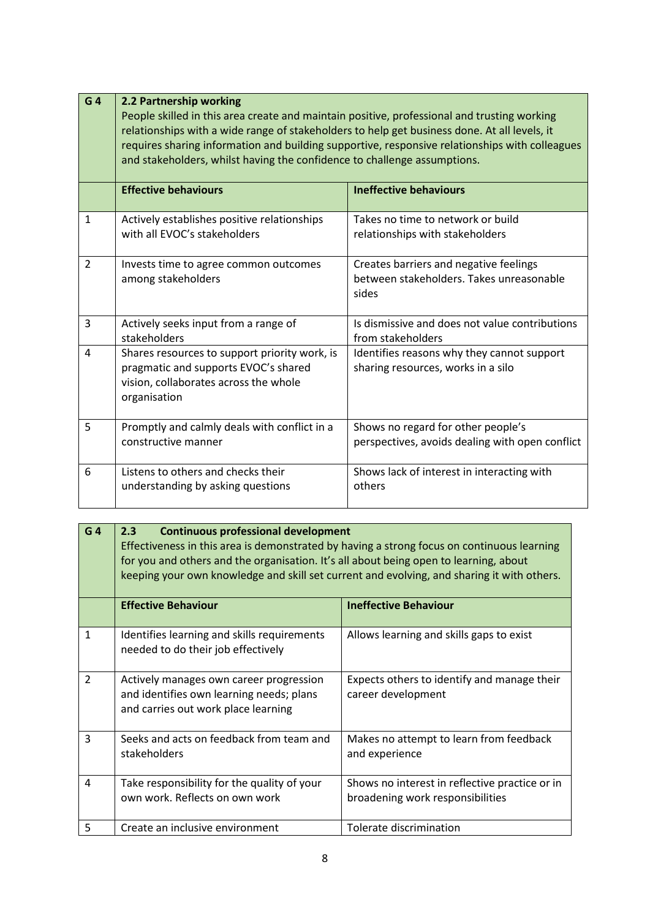| G 4 | **2.2 Partnership working**<br>People skilled in this area create and maintain positive, professional and trusting working relationships with a wide range of stakeholders to help get business done. At all levels, it requires sharing information and building supportive, responsive relationships with colleagues and stakeholders, whilst having the confidence to challenge assumptions. | |
|---|---|---|
| | **Effective behaviours** | **Ineffective behaviours** |
| 1 | Actively establishes positive relationships with all EVOC's stakeholders | Takes no time to network or build relationships with stakeholders |
| 2 | Invests time to agree common outcomes among stakeholders | Creates barriers and negative feelings between stakeholders. Takes unreasonable sides |
| 3 | Actively seeks input from a range of stakeholders | Is dismissive and does not value contributions from stakeholders |
| 4 | Shares resources to support priority work, is pragmatic and supports EVOC's shared vision, collaborates across the whole organisation | Identifies reasons why they cannot support sharing resources, works in a silo |
| 5 | Promptly and calmly deals with conflict in a constructive manner | Shows no regard for other people's perspectives, avoids dealing with open conflict |
| 6 | Listens to others and checks their understanding by asking questions | Shows lack of interest in interacting with others |

| G 4 | **2.3 Continuous professional development**<br>Effectiveness in this area is demonstrated by having a strong focus on continuous learning for you and others and the organisation. It's all about being open to learning, about keeping your own knowledge and skill set current and evolving, and sharing it with others. | |
|---|---|---|
| | **Effective Behaviour** | **Ineffective Behaviour** |
| 1 | Identifies learning and skills requirements needed to do their job effectively | Allows learning and skills gaps to exist |
| 2 | Actively manages own career progression and identifies own learning needs; plans and carries out work place learning | Expects others to identify and manage their career development |
| 3 | Seeks and acts on feedback from team and stakeholders | Makes no attempt to learn from feedback and experience |
| 4 | Take responsibility for the quality of your own work. Reflects on own work | Shows no interest in reflective practice or in broadening work responsibilities |
| 5 | Create an inclusive environment | Tolerate discrimination |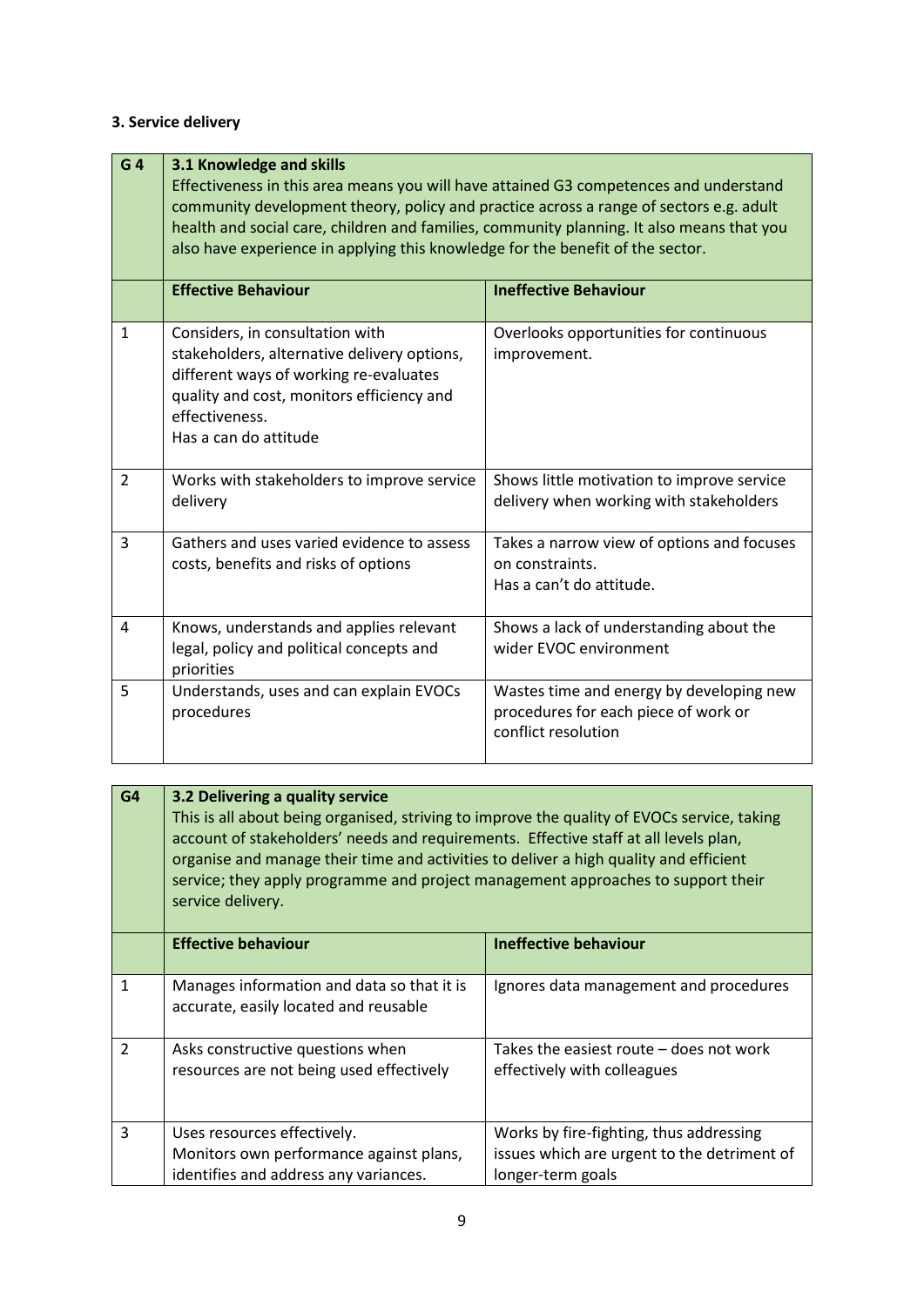**3. Service delivery**

| G 4 | **3.1 Knowledge and skills**<br>Effectiveness in this area means you will have attained G3 competences and understand community development theory, policy and practice across a range of sectors e.g. adult health and social care, children and families, community planning. It also means that you also have experience in applying this knowledge for the benefit of the sector. | |
|---|---|---|
| | **Effective Behaviour** | **Ineffective Behaviour** |
| 1 | Considers, in consultation with stakeholders, alternative delivery options, different ways of working re-evaluates quality and cost, monitors efficiency and effectiveness.<br>Has a can do attitude | Overlooks opportunities for continuous improvement. |
| 2 | Works with stakeholders to improve service delivery | Shows little motivation to improve service delivery when working with stakeholders |
| 3 | Gathers and uses varied evidence to assess costs, benefits and risks of options | Takes a narrow view of options and focuses on constraints.<br>Has a can't do attitude. |
| 4 | Knows, understands and applies relevant legal, policy and political concepts and priorities | Shows a lack of understanding about the wider EVOC environment |
| 5 | Understands, uses and can explain EVOCs procedures | Wastes time and energy by developing new procedures for each piece of work or conflict resolution |

| G4 | **3.2 Delivering a quality service**<br>This is all about being organised, striving to improve the quality of EVOCs service, taking account of stakeholders' needs and requirements. Effective staff at all levels plan, organise and manage their time and activities to deliver a high quality and efficient service; they apply programme and project management approaches to support their service delivery. | |
|---|---|---|
| | **Effective behaviour** | **Ineffective behaviour** |
| 1 | Manages information and data so that it is accurate, easily located and reusable | Ignores data management and procedures |
| 2 | Asks constructive questions when resources are not being used effectively | Takes the easiest route – does not work effectively with colleagues |
| 3 | Uses resources effectively.<br>Monitors own performance against plans, identifies and address any variances. | Works by fire-fighting, thus addressing issues which are urgent to the detriment of longer-term goals |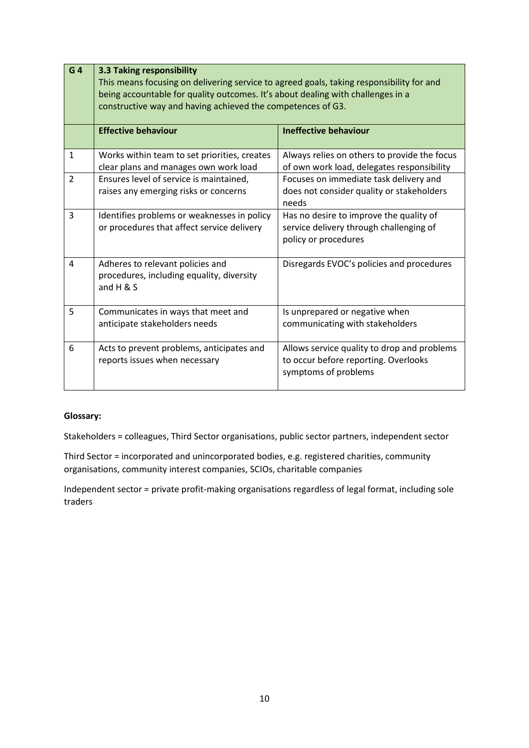| G 4 | **3.3 Taking responsibility**<br>This means focusing on delivering service to agreed goals, taking responsibility for and being accountable for quality outcomes. It's about dealing with challenges in a constructive way and having achieved the competences of G3. | |
|---|---|---|
| | **Effective behaviour** | **Ineffective behaviour** |
| 1 | Works within team to set priorities, creates clear plans and manages own work load | Always relies on others to provide the focus of own work load, delegates responsibility |
| 2 | Ensures level of service is maintained, raises any emerging risks or concerns | Focuses on immediate task delivery and does not consider quality or stakeholders needs |
| 3 | Identifies problems or weaknesses in policy or procedures that affect service delivery | Has no desire to improve the quality of service delivery through challenging of policy or procedures |
| 4 | Adheres to relevant policies and procedures, including equality, diversity and H & S | Disregards EVOC's policies and procedures |
| 5 | Communicates in ways that meet and anticipate stakeholders needs | Is unprepared or negative when communicating with stakeholders |
| 6 | Acts to prevent problems, anticipates and reports issues when necessary | Allows service quality to drop and problems to occur before reporting. Overlooks symptoms of problems |

**Glossary:**

Stakeholders = colleagues, Third Sector organisations, public sector partners, independent sector

Third Sector = incorporated and unincorporated bodies, e.g. registered charities, community organisations, community interest companies, SCIOs, charitable companies

Independent sector = private profit-making organisations regardless of legal format, including sole traders